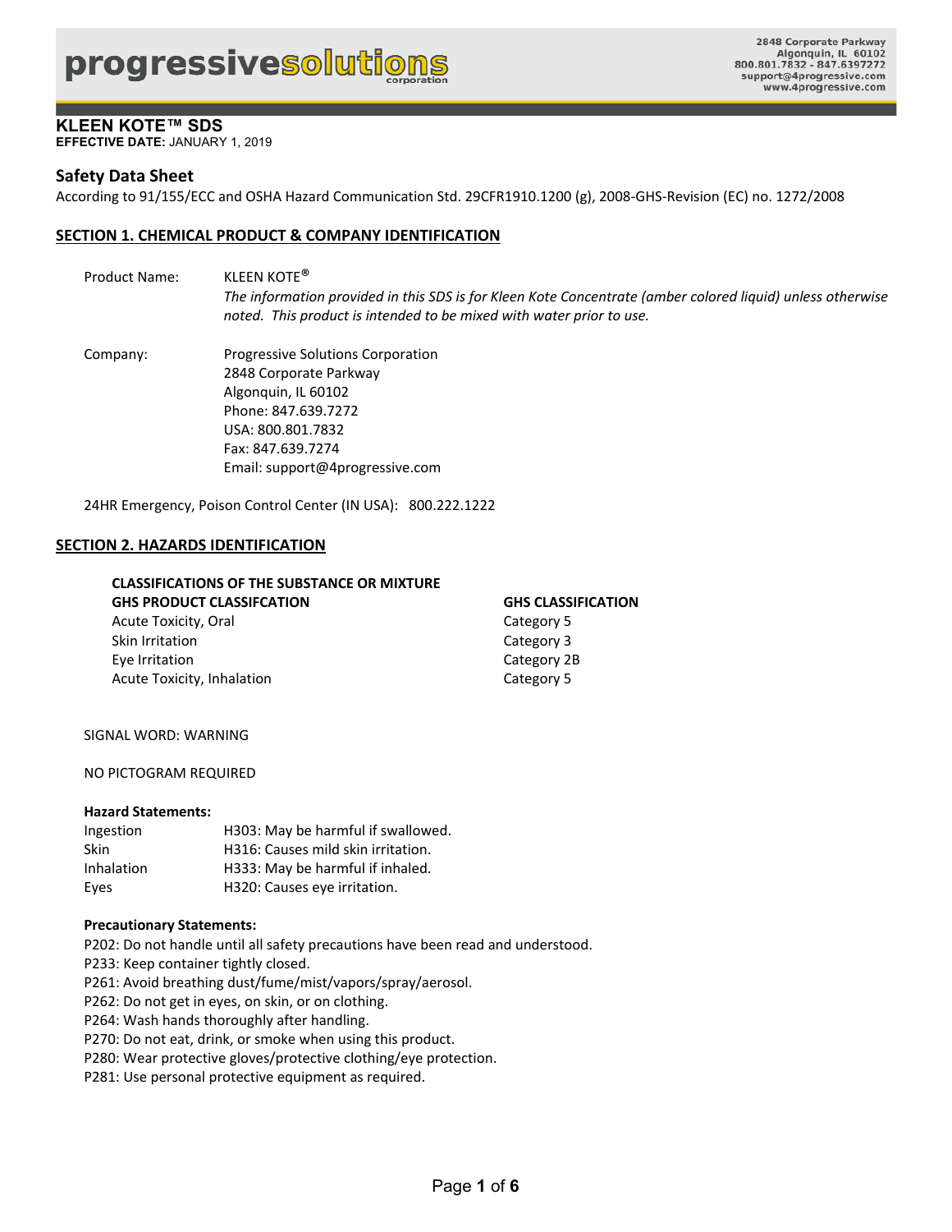progressivesolutions corporation

2848 Corporate Parkway
Algonquin, IL 60102
800.801.7832 - 847.6397272
support@4progressive.com
www.4progressive.com

# KLEEN KOTE™ SDS

**EFFECTIVE DATE:** JANUARY 1, 2019

## Safety Data Sheet

According to 91/155/ECC and OSHA Hazard Communication Std. 29CFR1910.1200 (g), 2008-GHS-Revision (EC) no. 1272/2008

## SECTION 1. CHEMICAL PRODUCT & COMPANY IDENTIFICATION

Product Name: KLEEN KOTE®
*The information provided in this SDS is for Kleen Kote Concentrate (amber colored liquid) unless otherwise noted. This product is intended to be mixed with water prior to use.*

Company: Progressive Solutions Corporation
2848 Corporate Parkway
Algonquin, IL 60102
Phone: 847.639.7272
USA: 800.801.7832
Fax: 847.639.7274
Email: support@4progressive.com

24HR Emergency, Poison Control Center (IN USA): 800.222.1222

## SECTION 2. HAZARDS IDENTIFICATION

**CLASSIFICATIONS OF THE SUBSTANCE OR MIXTURE**

| GHS PRODUCT CLASSIFCATION | GHS CLASSIFICATION |
|---|---|
| Acute Toxicity, Oral | Category 5 |
| Skin Irritation | Category 3 |
| Eye Irritation | Category 2B |
| Acute Toxicity, Inhalation | Category 5 |

SIGNAL WORD: WARNING

NO PICTOGRAM REQUIRED

**Hazard Statements:**

| | |
|---|---|
| Ingestion | H303: May be harmful if swallowed. |
| Skin | H316: Causes mild skin irritation. |
| Inhalation | H333: May be harmful if inhaled. |
| Eyes | H320: Causes eye irritation. |

**Precautionary Statements:**

P202: Do not handle until all safety precautions have been read and understood.
P233: Keep container tightly closed.
P261: Avoid breathing dust/fume/mist/vapors/spray/aerosol.
P262: Do not get in eyes, on skin, or on clothing.
P264: Wash hands thoroughly after handling.
P270: Do not eat, drink, or smoke when using this product.
P280: Wear protective gloves/protective clothing/eye protection.
P281: Use personal protective equipment as required.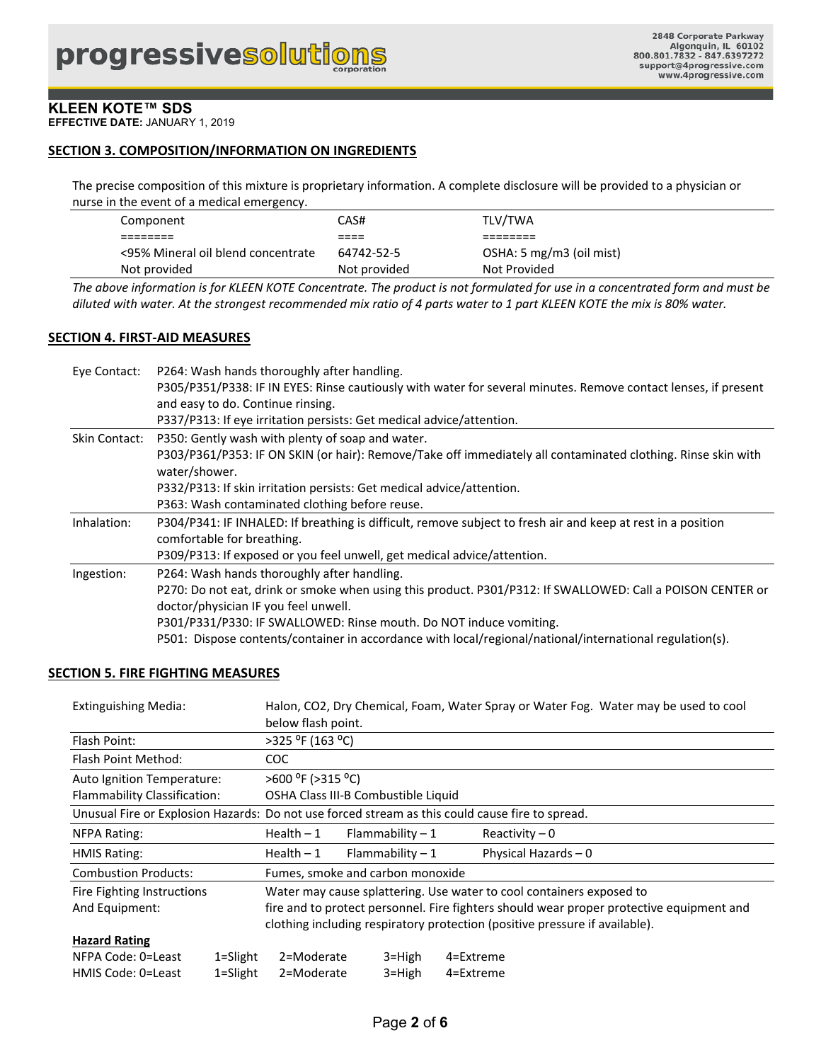**KLEEN KOTE™ SDS**
**EFFECTIVE DATE:** JANUARY 1, 2019

## SECTION 3. COMPOSITION/INFORMATION ON INGREDIENTS

The precise composition of this mixture is proprietary information. A complete disclosure will be provided to a physician or nurse in the event of a medical emergency.

| Component | CAS# | TLV/TWA |
|---|---|---|
| <95% Mineral oil blend concentrate | 64742-52-5 | OSHA: 5 mg/m3 (oil mist) |
| Not provided | Not provided | Not Provided |

*The above information is for KLEEN KOTE Concentrate. The product is not formulated for use in a concentrated form and must be diluted with water. At the strongest recommended mix ratio of 4 parts water to 1 part KLEEN KOTE the mix is 80% water.*

## SECTION 4. FIRST-AID MEASURES

| | |
|---|---|
| Eye Contact: | P264: Wash hands thoroughly after handling.<br>P305/P351/P338: IF IN EYES: Rinse cautiously with water for several minutes. Remove contact lenses, if present and easy to do. Continue rinsing.<br>P337/P313: If eye irritation persists: Get medical advice/attention. |
| Skin Contact: | P350: Gently wash with plenty of soap and water.<br>P303/P361/P353: IF ON SKIN (or hair): Remove/Take off immediately all contaminated clothing. Rinse skin with water/shower.<br>P332/P313: If skin irritation persists: Get medical advice/attention.<br>P363: Wash contaminated clothing before reuse. |
| Inhalation: | P304/P341: IF INHALED: If breathing is difficult, remove subject to fresh air and keep at rest in a position comfortable for breathing.<br>P309/P313: If exposed or you feel unwell, get medical advice/attention. |
| Ingestion: | P264: Wash hands thoroughly after handling.<br>P270: Do not eat, drink or smoke when using this product. P301/P312: IF SWALLOWED: Call a POISON CENTER or doctor/physician IF you feel unwell.<br>P301/P331/P330: IF SWALLOWED: Rinse mouth. Do NOT induce vomiting.<br>P501: Dispose contents/container in accordance with local/regional/national/international regulation(s). |

## SECTION 5. FIRE FIGHTING MEASURES

| | | | |
|---|---|---|---|
| Extinguishing Media: | Halon, $CO_2$, Dry Chemical, Foam, Water Spray or Water Fog. Water may be used to cool below flash point. | | |
| Flash Point: | >325 °F (163 °C) | | |
| Flash Point Method: | COC | | |
| Auto Ignition Temperature: | >600 °F (>315 °C) | | |
| Flammability Classification: | OSHA Class III-B Combustible Liquid | | |
| Unusual Fire or Explosion Hazards: | Do not use forced stream as this could cause fire to spread. | | |
| NFPA Rating: | Health – 1 | Flammability – 1 | Reactivity – 0 |
| HMIS Rating: | Health – 1 | Flammability – 1 | Physical Hazards – 0 |
| Combustion Products: | Fumes, smoke and carbon monoxide | | |
| Fire Fighting Instructions And Equipment: | Water may cause splattering. Use water to cool containers exposed to fire and to protect personnel. Fire fighters should wear proper protective equipment and clothing including respiratory protection (positive pressure if available). | | |

**Hazard Rating**

| | | | | |
|---|---|---|---|---|
| NFPA Code: 0=Least | 1=Slight | 2=Moderate | 3=High | 4=Extreme |
| HMIS Code: 0=Least | 1=Slight | 2=Moderate | 3=High | 4=Extreme |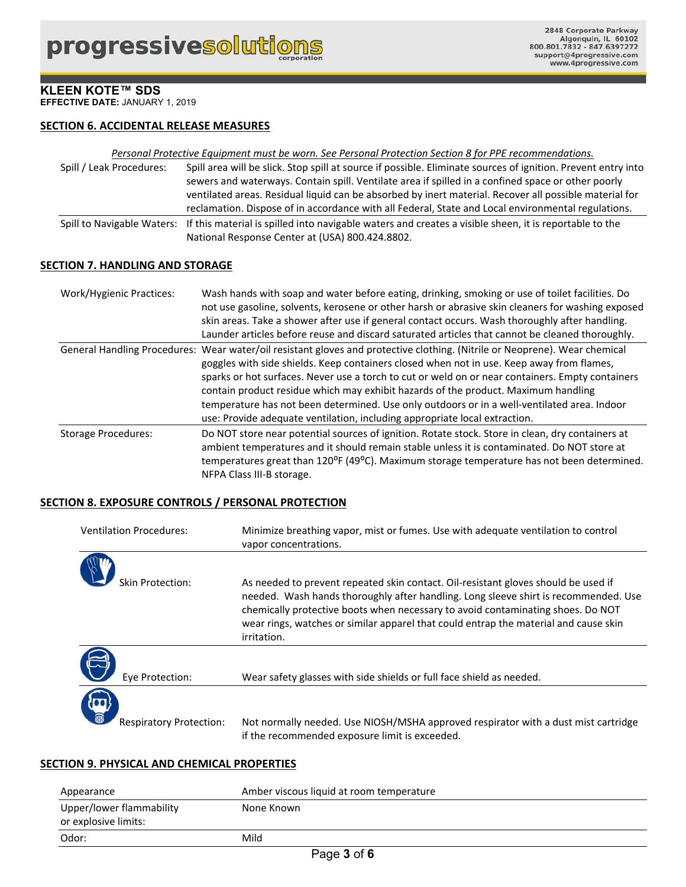**KLEEN KOTE™ SDS**
**EFFECTIVE DATE:** JANUARY 1, 2019

## SECTION 6. ACCIDENTAL RELEASE MEASURES

*Personal Protective Equipment must be worn. See Personal Protection Section 8 for PPE recommendations.*

| | |
|---|---|
| Spill / Leak Procedures: | Spill area will be slick. Stop spill at source if possible. Eliminate sources of ignition. Prevent entry into sewers and waterways. Contain spill. Ventilate area if spilled in a confined space or other poorly ventilated areas. Residual liquid can be absorbed by inert material. Recover all possible material for reclamation. Dispose of in accordance with all Federal, State and Local environmental regulations. |
| Spill to Navigable Waters: | If this material is spilled into navigable waters and creates a visible sheen, it is reportable to the National Response Center at (USA) 800.424.8802. |

## SECTION 7. HANDLING AND STORAGE

| | |
|---|---|
| Work/Hygienic Practices: | Wash hands with soap and water before eating, drinking, smoking or use of toilet facilities. Do not use gasoline, solvents, kerosene or other harsh or abrasive skin cleaners for washing exposed skin areas. Take a shower after use if general contact occurs. Wash thoroughly after handling. Launder articles before reuse and discard saturated articles that cannot be cleaned thoroughly. |
| General Handling Procedures: | Wear water/oil resistant gloves and protective clothing. (Nitrile or Neoprene). Wear chemical goggles with side shields. Keep containers closed when not in use. Keep away from flames, sparks or hot surfaces. Never use a torch to cut or weld on or near containers. Empty containers contain product residue which may exhibit hazards of the product. Maximum handling temperature has not been determined. Use only outdoors or in a well-ventilated area. Indoor use: Provide adequate ventilation, including appropriate local extraction. |
| Storage Procedures: | Do NOT store near potential sources of ignition. Rotate stock. Store in clean, dry containers at ambient temperatures and it should remain stable unless it is contaminated. Do NOT store at temperatures great than 120°F (49°C). Maximum storage temperature has not been determined. NFPA Class III-B storage. |

## SECTION 8. EXPOSURE CONTROLS / PERSONAL PROTECTION

| | |
|---|---|
| Ventilation Procedures: | Minimize breathing vapor, mist or fumes. Use with adequate ventilation to control vapor concentrations. |
| Skin Protection: | As needed to prevent repeated skin contact. Oil-resistant gloves should be used if needed. Wash hands thoroughly after handling. Long sleeve shirt is recommended. Use chemically protective boots when necessary to avoid contaminating shoes. Do NOT wear rings, watches or similar apparel that could entrap the material and cause skin irritation. |
| Eye Protection: | Wear safety glasses with side shields or full face shield as needed. |
| Respiratory Protection: | Not normally needed. Use NIOSH/MSHA approved respirator with a dust mist cartridge if the recommended exposure limit is exceeded. |

## SECTION 9. PHYSICAL AND CHEMICAL PROPERTIES

| | |
|---|---|
| Appearance | Amber viscous liquid at room temperature |
| Upper/lower flammability or explosive limits: | None Known |
| Odor: | Mild |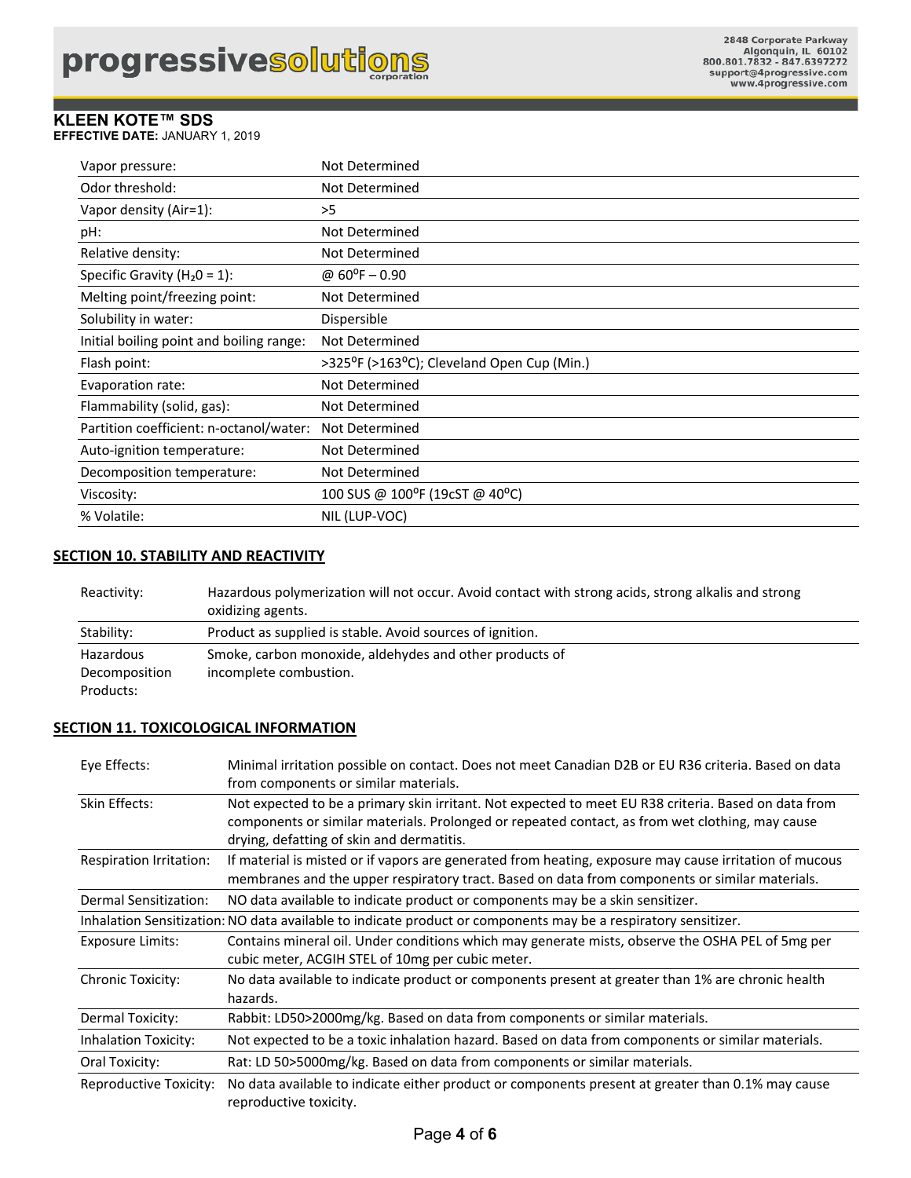**KLEEN KOTE™ SDS**
**EFFECTIVE DATE:** JANUARY 1, 2019

| | |
|---|---|
| Vapor pressure: | Not Determined |
| Odor threshold: | Not Determined |
| Vapor density (Air=1): | >5 |
| pH: | Not Determined |
| Relative density: | Not Determined |
| Specific Gravity ($H_20$ = 1): | @ 60⁰F – 0.90 |
| Melting point/freezing point: | Not Determined |
| Solubility in water: | Dispersible |
| Initial boiling point and boiling range: | Not Determined |
| Flash point: | >325⁰F (>163⁰C); Cleveland Open Cup (Min.) |
| Evaporation rate: | Not Determined |
| Flammability (solid, gas): | Not Determined |
| Partition coefficient: n-octanol/water: | Not Determined |
| Auto-ignition temperature: | Not Determined |
| Decomposition temperature: | Not Determined |
| Viscosity: | 100 SUS @ 100⁰F (19cST @ 40⁰C) |
| % Volatile: | NIL (LUP-VOC) |

## SECTION 10. STABILITY AND REACTIVITY

| | |
|---|---|
| Reactivity: | Hazardous polymerization will not occur. Avoid contact with strong acids, strong alkalis and strong oxidizing agents. |
| Stability: | Product as supplied is stable. Avoid sources of ignition. |
| Hazardous Decomposition Products: | Smoke, carbon monoxide, aldehydes and other products of incomplete combustion. |

## SECTION 11. TOXICOLOGICAL INFORMATION

| | |
|---|---|
| Eye Effects: | Minimal irritation possible on contact. Does not meet Canadian D2B or EU R36 criteria. Based on data from components or similar materials. |
| Skin Effects: | Not expected to be a primary skin irritant. Not expected to meet EU R38 criteria. Based on data from components or similar materials. Prolonged or repeated contact, as from wet clothing, may cause drying, defatting of skin and dermatitis. |
| Respiration Irritation: | If material is misted or if vapors are generated from heating, exposure may cause irritation of mucous membranes and the upper respiratory tract. Based on data from components or similar materials. |
| Dermal Sensitization: | NO data available to indicate product or components may be a skin sensitizer. |
| Inhalation Sensitization: | NO data available to indicate product or components may be a respiratory sensitizer. |
| Exposure Limits: | Contains mineral oil. Under conditions which may generate mists, observe the OSHA PEL of 5mg per cubic meter, ACGIH STEL of 10mg per cubic meter. |
| Chronic Toxicity: | No data available to indicate product or components present at greater than 1% are chronic health hazards. |
| Dermal Toxicity: | Rabbit: LD50>2000mg/kg. Based on data from components or similar materials. |
| Inhalation Toxicity: | Not expected to be a toxic inhalation hazard. Based on data from components or similar materials. |
| Oral Toxicity: | Rat: LD 50>5000mg/kg. Based on data from components or similar materials. |
| Reproductive Toxicity: | No data available to indicate either product or components present at greater than 0.1% may cause reproductive toxicity. |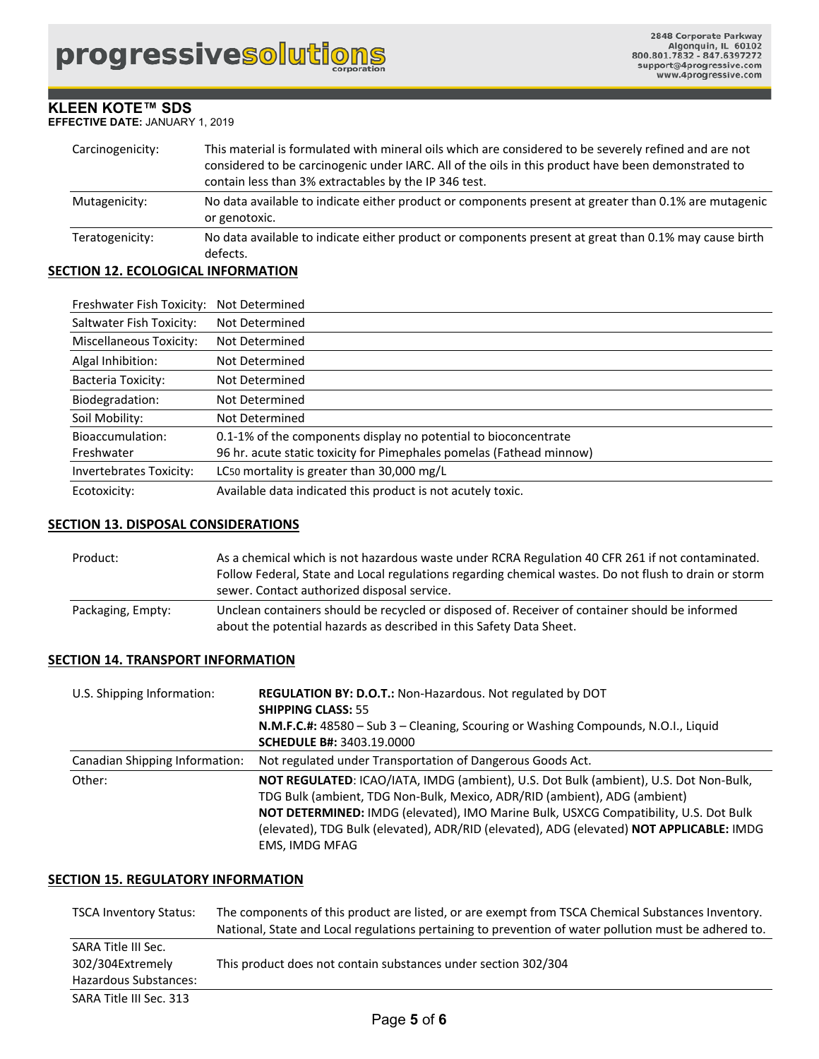| | |
|---|---|
| Carcinogenicity: | This material is formulated with mineral oils which are considered to be severely refined and are not considered to be carcinogenic under IARC. All of the oils in this product have been demonstrated to contain less than 3% extractables by the IP 346 test. |
| Mutagenicity: | No data available to indicate either product or components present at greater than 0.1% are mutagenic or genotoxic. |
| Teratogenicity: | No data available to indicate either product or components present at great than 0.1% may cause birth defects. |

## SECTION 12. ECOLOGICAL INFORMATION

| | |
|---|---|
| Freshwater Fish Toxicity: | Not Determined |
| Saltwater Fish Toxicity: | Not Determined |
| Miscellaneous Toxicity: | Not Determined |
| Algal Inhibition: | Not Determined |
| Bacteria Toxicity: | Not Determined |
| Biodegradation: | Not Determined |
| Soil Mobility: | Not Determined |
| Bioaccumulation: Freshwater | 0.1-1% of the components display no potential to bioconcentrate 96 hr. acute static toxicity for Pimephales pomelas (Fathead minnow) |
| Invertebrates Toxicity: | $LC_{50}$ mortality is greater than 30,000 mg/L |
| Ecotoxicity: | Available data indicated this product is not acutely toxic. |

## SECTION 13. DISPOSAL CONSIDERATIONS

| | |
|---|---|
| Product: | As a chemical which is not hazardous waste under RCRA Regulation 40 CFR 261 if not contaminated. Follow Federal, State and Local regulations regarding chemical wastes. Do not flush to drain or storm sewer. Contact authorized disposal service. |
| Packaging, Empty: | Unclean containers should be recycled or disposed of. Receiver of container should be informed about the potential hazards as described in this Safety Data Sheet. |

## SECTION 14. TRANSPORT INFORMATION

| | |
|---|---|
| U.S. Shipping Information: | **REGULATION BY: D.O.T.:** Non-Hazardous. Not regulated by DOT<br>**SHIPPING CLASS:** 55<br>**N.M.F.C.#:** 48580 – Sub 3 – Cleaning, Scouring or Washing Compounds, N.O.I., Liquid<br>**SCHEDULE B#:** 3403.19.0000 |
| Canadian Shipping Information: | Not regulated under Transportation of Dangerous Goods Act. |
| Other: | **NOT REGULATED**: ICAO/IATA, IMDG (ambient), U.S. Dot Bulk (ambient), U.S. Dot Non-Bulk, TDG Bulk (ambient, TDG Non-Bulk, Mexico, ADR/RID (ambient), ADG (ambient)<br>**NOT DETERMINED:** IMDG (elevated), IMO Marine Bulk, USXCG Compatibility, U.S. Dot Bulk (elevated), TDG Bulk (elevated), ADR/RID (elevated), ADG (elevated) **NOT APPLICABLE:** IMDG EMS, IMDG MFAG |

## SECTION 15. REGULATORY INFORMATION

| | |
|---|---|
| TSCA Inventory Status: | The components of this product are listed, or are exempt from TSCA Chemical Substances Inventory. National, State and Local regulations pertaining to prevention of water pollution must be adhered to. |
| SARA Title III Sec. 302/304Extremely Hazardous Substances: | This product does not contain substances under section 302/304 |
| SARA Title III Sec. 313 | |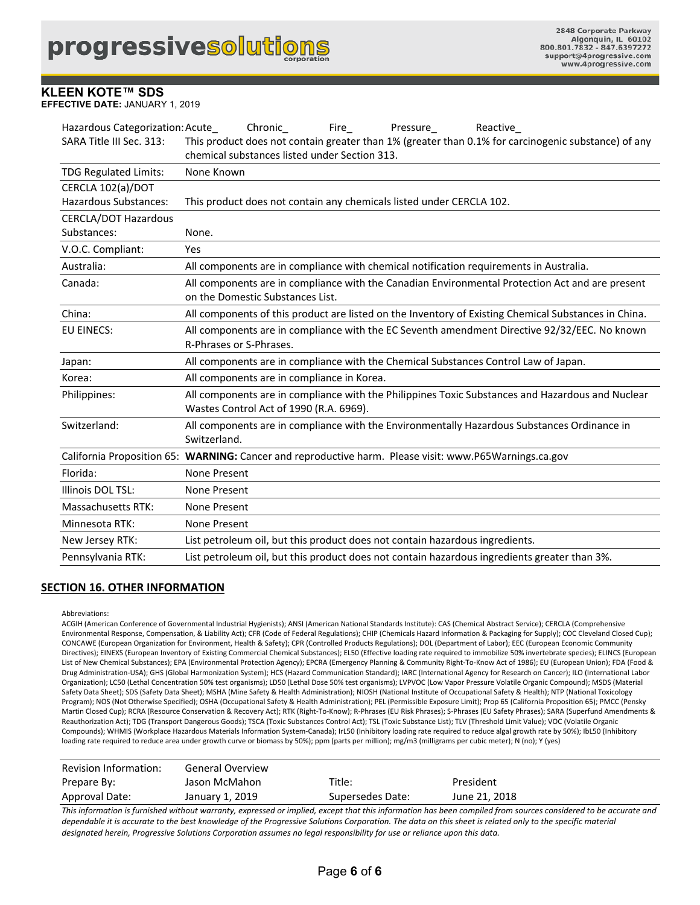## KLEEN KOTE™ SDS

**EFFECTIVE DATE:** JANUARY 1, 2019

| | |
|---|---|
| Hazardous Categorization: | Acute_ Chronic_ Fire_ Pressure_ Reactive_ |
| SARA Title III Sec. 313: | This product does not contain greater than 1% (greater than 0.1% for carcinogenic substance) of any chemical substances listed under Section 313. |
| TDG Regulated Limits: | None Known |
| CERCLA 102(a)/DOT Hazardous Substances: | This product does not contain any chemicals listed under CERCLA 102. |
| CERCLA/DOT Hazardous Substances: | None. |
| V.O.C. Compliant: | Yes |
| Australia: | All components are in compliance with chemical notification requirements in Australia. |
| Canada: | All components are in compliance with the Canadian Environmental Protection Act and are present on the Domestic Substances List. |
| China: | All components of this product are listed on the Inventory of Existing Chemical Substances in China. |
| EU EINECS: | All components are in compliance with the EC Seventh amendment Directive 92/32/EEC. No known R-Phrases or S-Phrases. |
| Japan: | All components are in compliance with the Chemical Substances Control Law of Japan. |
| Korea: | All components are in compliance in Korea. |
| Philippines: | All components are in compliance with the Philippines Toxic Substances and Hazardous and Nuclear Wastes Control Act of 1990 (R.A. 6969). |
| Switzerland: | All components are in compliance with the Environmentally Hazardous Substances Ordinance in Switzerland. |
| California Proposition 65: | **WARNING:** Cancer and reproductive harm. Please visit: www.P65Warnings.ca.gov |
| Florida: | None Present |
| Illinois DOL TSL: | None Present |
| Massachusetts RTK: | None Present |
| Minnesota RTK: | None Present |
| New Jersey RTK: | List petroleum oil, but this product does not contain hazardous ingredients. |
| Pennsylvania RTK: | List petroleum oil, but this product does not contain hazardous ingredients greater than 3%. |

## SECTION 16. OTHER INFORMATION

Abbreviations:

ACGIH (American Conference of Governmental Industrial Hygienists); ANSI (American National Standards Institute): CAS (Chemical Abstract Service); CERCLA (Comprehensive Environmental Response, Compensation, & Liability Act); CFR (Code of Federal Regulations); CHIP (Chemicals Hazard Information & Packaging for Supply); COC Cleveland Closed Cup); CONCAWE (European Organization for Environment, Health & Safety); CPR (Controlled Products Regulations); DOL (Department of Labor); EEC (European Economic Community Directives); EINEXS (European Inventory of Existing Commercial Chemical Substances); EL50 (Effective loading rate required to immobilize 50% invertebrate species); ELINCS (European List of New Chemical Substances); EPA (Environmental Protection Agency); EPCRA (Emergency Planning & Community Right-To-Know Act of 1986); EU (European Union); FDA (Food & Drug Administration-USA); GHS (Global Harmonization System); HCS (Hazard Communication Standard); IARC (International Agency for Research on Cancer); ILO (International Labor Organization); LC50 (Lethal Concentration 50% test organisms); LD50 (Lethal Dose 50% test organisms); LVPVOC (Low Vapor Pressure Volatile Organic Compound); MSDS (Material Safety Data Sheet); SDS (Safety Data Sheet); MSHA (Mine Safety & Health Administration); NIOSH (National Institute of Occupational Safety & Health); NTP (National Toxicology Program); NOS (Not Otherwise Specified); OSHA (Occupational Safety & Health Administration); PEL (Permissible Exposure Limit); Prop 65 (California Proposition 65); PMCC (Pensky Martin Closed Cup); RCRA (Resource Conservation & Recovery Act); RTK (Right-To-Know); R-Phrases (EU Risk Phrases); S-Phrases (EU Safety Phrases); SARA (Superfund Amendments & Reauthorization Act); TDG (Transport Dangerous Goods); TSCA (Toxic Substances Control Act); TSL (Toxic Substance List); TLV (Threshold Limit Value); VOC (Volatile Organic Compounds); WHMIS (Workplace Hazardous Materials Information System-Canada); IrL50 (Inhibitory loading rate required to reduce algal growth rate by 50%); IbL50 (Inhibitory loading rate required to reduce area under growth curve or biomass by 50%); ppm (parts per million); mg/m3 (milligrams per cubic meter); N (no); Y (yes)

| | | | |
|---|---|---|---|
| Revision Information: | General Overview | | |
| Prepare By: | Jason McMahon | Title: | President |
| Approval Date: | January 1, 2019 | Supersedes Date: | June 21, 2018 |

*This information is furnished without warranty, expressed or implied, except that this information has been compiled from sources considered to be accurate and dependable it is accurate to the best knowledge of the Progressive Solutions Corporation. The data on this sheet is related only to the specific material designated herein, Progressive Solutions Corporation assumes no legal responsibility for use or reliance upon this data.*